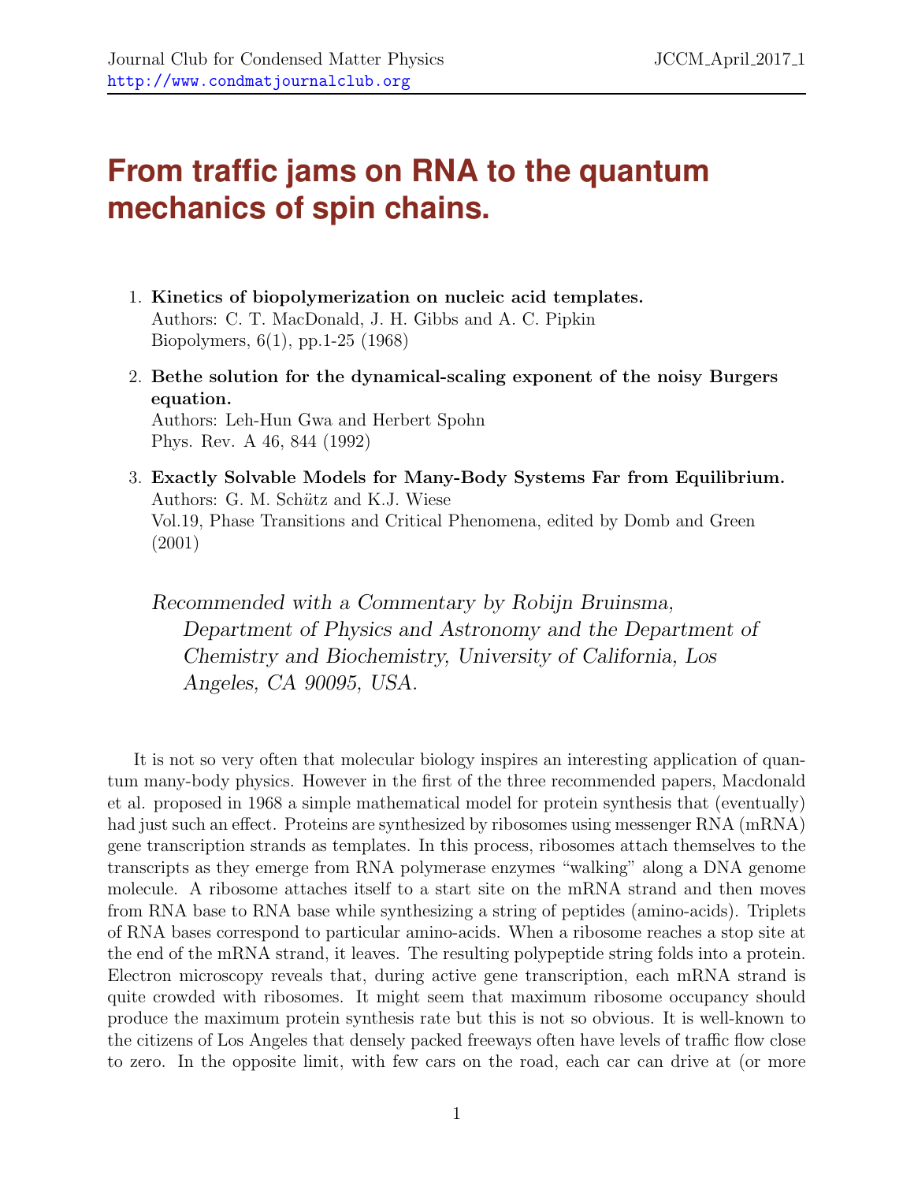# From traffic jams on RNA to the quantum mechanics of spin chains.

1. **Kinetics of biopolymerization on nucleic acid templates.**
   Authors: C. T. MacDonald, J. H. Gibbs and A. C. Pipkin
   Biopolymers, 6(1), pp.1-25 (1968)

2. **Bethe solution for the dynamical-scaling exponent of the noisy Burgers equation.**
   Authors: Leh-Hun Gwa and Herbert Spohn
   Phys. Rev. A 46, 844 (1992)

3. **Exactly Solvable Models for Many-Body Systems Far from Equilibrium.**
   Authors: G. M. Schütz and K.J. Wiese
   Vol.19, Phase Transitions and Critical Phenomena, edited by Domb and Green (2001)

*Recommended with a Commentary by Robijn Bruinsma, Department of Physics and Astronomy and the Department of Chemistry and Biochemistry, University of California, Los Angeles, CA 90095, USA.*

It is not so very often that molecular biology inspires an interesting application of quantum many-body physics. However in the first of the three recommended papers, Macdonald et al. proposed in 1968 a simple mathematical model for protein synthesis that (eventually) had just such an effect. Proteins are synthesized by ribosomes using messenger RNA (mRNA) gene transcription strands as templates. In this process, ribosomes attach themselves to the transcripts as they emerge from RNA polymerase enzymes "walking" along a DNA genome molecule. A ribosome attaches itself to a start site on the mRNA strand and then moves from RNA base to RNA base while synthesizing a string of peptides (amino-acids). Triplets of RNA bases correspond to particular amino-acids. When a ribosome reaches a stop site at the end of the mRNA strand, it leaves. The resulting polypeptide string folds into a protein. Electron microscopy reveals that, during active gene transcription, each mRNA strand is quite crowded with ribosomes. It might seem that maximum ribosome occupancy should produce the maximum protein synthesis rate but this is not so obvious. It is well-known to the citizens of Los Angeles that densely packed freeways often have levels of traffic flow close to zero. In the opposite limit, with few cars on the road, each car can drive at (or more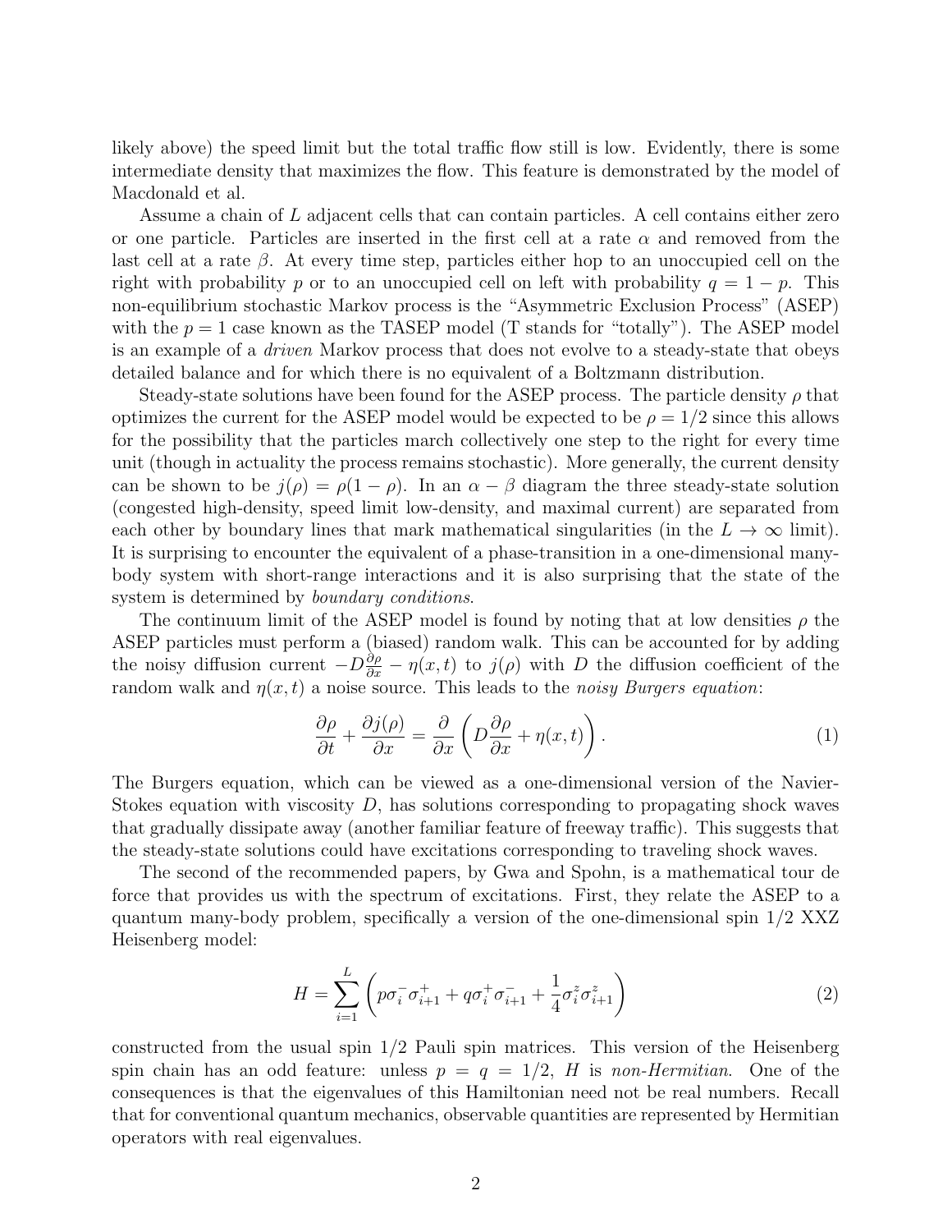likely above) the speed limit but the total traffic flow still is low. Evidently, there is some intermediate density that maximizes the flow. This feature is demonstrated by the model of Macdonald et al.

Assume a chain of $L$ adjacent cells that can contain particles. A cell contains either zero or one particle. Particles are inserted in the first cell at a rate $\alpha$ and removed from the last cell at a rate $\beta$. At every time step, particles either hop to an unoccupied cell on the right with probability $p$ or to an unoccupied cell on left with probability $q = 1 - p$. This non-equilibrium stochastic Markov process is the "Asymmetric Exclusion Process" (ASEP) with the $p = 1$ case known as the TASEP model (T stands for "totally"). The ASEP model is an example of a *driven* Markov process that does not evolve to a steady-state that obeys detailed balance and for which there is no equivalent of a Boltzmann distribution.

Steady-state solutions have been found for the ASEP process. The particle density $\rho$ that optimizes the current for the ASEP model would be expected to be $\rho = 1/2$ since this allows for the possibility that the particles march collectively one step to the right for every time unit (though in actuality the process remains stochastic). More generally, the current density can be shown to be $j(\rho) = \rho(1 - \rho)$. In an $\alpha - \beta$ diagram the three steady-state solution (congested high-density, speed limit low-density, and maximal current) are separated from each other by boundary lines that mark mathematical singularities (in the $L \to \infty$ limit). It is surprising to encounter the equivalent of a phase-transition in a one-dimensional many-body system with short-range interactions and it is also surprising that the state of the system is determined by *boundary conditions*.

The continuum limit of the ASEP model is found by noting that at low densities $\rho$ the ASEP particles must perform a (biased) random walk. This can be accounted for by adding the noisy diffusion current $-D\frac{\partial \rho}{\partial x} - \eta(x,t)$ to $j(\rho)$ with $D$ the diffusion coefficient of the random walk and $\eta(x,t)$ a noise source. This leads to the *noisy Burgers equation*:

$$\frac{\partial \rho}{\partial t} + \frac{\partial j(\rho)}{\partial x} = \frac{\partial}{\partial x}\left(D\frac{\partial \rho}{\partial x} + \eta(x,t)\right). \tag{1}$$

The Burgers equation, which can be viewed as a one-dimensional version of the Navier-Stokes equation with viscosity $D$, has solutions corresponding to propagating shock waves that gradually dissipate away (another familiar feature of freeway traffic). This suggests that the steady-state solutions could have excitations corresponding to traveling shock waves.

The second of the recommended papers, by Gwa and Spohn, is a mathematical tour de force that provides us with the spectrum of excitations. First, they relate the ASEP to a quantum many-body problem, specifically a version of the one-dimensional spin 1/2 XXZ Heisenberg model:

$$H = \sum_{i=1}^{L}\left(p\sigma_i^{-}\sigma_{i+1}^{+} + q\sigma_i^{+}\sigma_{i+1}^{-} + \frac{1}{4}\sigma_i^{z}\sigma_{i+1}^{z}\right) \tag{2}$$

constructed from the usual spin 1/2 Pauli spin matrices. This version of the Heisenberg spin chain has an odd feature: unless $p = q = 1/2$, $H$ is *non-Hermitian*. One of the consequences is that the eigenvalues of this Hamiltonian need not be real numbers. Recall that for conventional quantum mechanics, observable quantities are represented by Hermitian operators with real eigenvalues.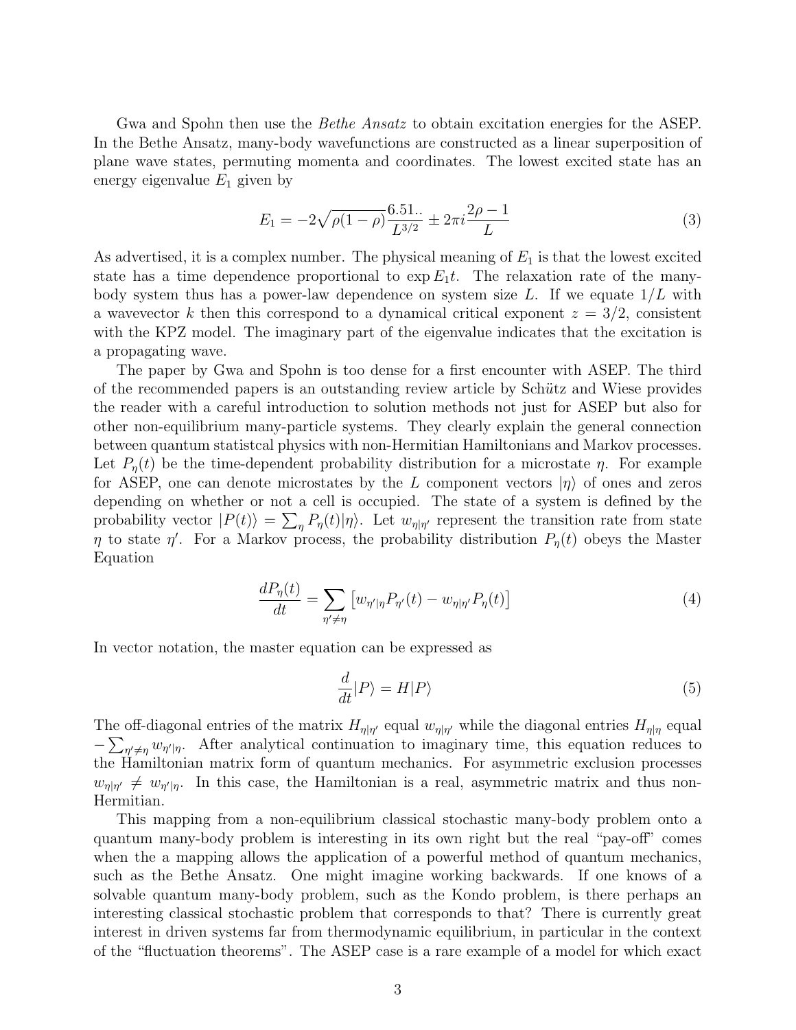Gwa and Spohn then use the *Bethe Ansatz* to obtain excitation energies for the ASEP. In the Bethe Ansatz, many-body wavefunctions are constructed as a linear superposition of plane wave states, permuting momenta and coordinates. The lowest excited state has an energy eigenvalue $E_1$ given by

$$E_1 = -2\sqrt{\rho(1-\rho)}\frac{6.51..}{L^{3/2}} \pm 2\pi i \frac{2\rho - 1}{L} \tag{3}$$

As advertised, it is a complex number. The physical meaning of $E_1$ is that the lowest excited state has a time dependence proportional to $\exp E_1 t$. The relaxation rate of the many-body system thus has a power-law dependence on system size $L$. If we equate $1/L$ with a wavevector $k$ then this correspond to a dynamical critical exponent $z = 3/2$, consistent with the KPZ model. The imaginary part of the eigenvalue indicates that the excitation is a propagating wave.

The paper by Gwa and Spohn is too dense for a first encounter with ASEP. The third of the recommended papers is an outstanding review article by Schütz and Wiese provides the reader with a careful introduction to solution methods not just for ASEP but also for other non-equilibrium many-particle systems. They clearly explain the general connection between quantum statistcal physics with non-Hermitian Hamiltonians and Markov processes. Let $P_\eta(t)$ be the time-dependent probability distribution for a microstate $\eta$. For example for ASEP, one can denote microstates by the $L$ component vectors $|\eta\rangle$ of ones and zeros depending on whether or not a cell is occupied. The state of a system is defined by the probability vector $|P(t)\rangle = \sum_\eta P_\eta(t)|\eta\rangle$. Let $w_{\eta|\eta'}$ represent the transition rate from state $\eta$ to state $\eta'$. For a Markov process, the probability distribution $P_\eta(t)$ obeys the Master Equation

$$\frac{dP_\eta(t)}{dt} = \sum_{\eta' \neq \eta} \left[ w_{\eta'|\eta} P_{\eta'}(t) - w_{\eta|\eta'} P_\eta(t) \right] \tag{4}$$

In vector notation, the master equation can be expressed as

$$\frac{d}{dt}|P\rangle = H|P\rangle \tag{5}$$

The off-diagonal entries of the matrix $H_{\eta|\eta'}$ equal $w_{\eta|\eta'}$ while the diagonal entries $H_{\eta|\eta}$ equal $-\sum_{\eta' \neq \eta} w_{\eta'|\eta}$. After analytical continuation to imaginary time, this equation reduces to the Hamiltonian matrix form of quantum mechanics. For asymmetric exclusion processes $w_{\eta|\eta'} \neq w_{\eta'|\eta}$. In this case, the Hamiltonian is a real, asymmetric matrix and thus non-Hermitian.

This mapping from a non-equilibrium classical stochastic many-body problem onto a quantum many-body problem is interesting in its own right but the real "pay-off" comes when the a mapping allows the application of a powerful method of quantum mechanics, such as the Bethe Ansatz. One might imagine working backwards. If one knows of a solvable quantum many-body problem, such as the Kondo problem, is there perhaps an interesting classical stochastic problem that corresponds to that? There is currently great interest in driven systems far from thermodynamic equilibrium, in particular in the context of the "fluctuation theorems". The ASEP case is a rare example of a model for which exact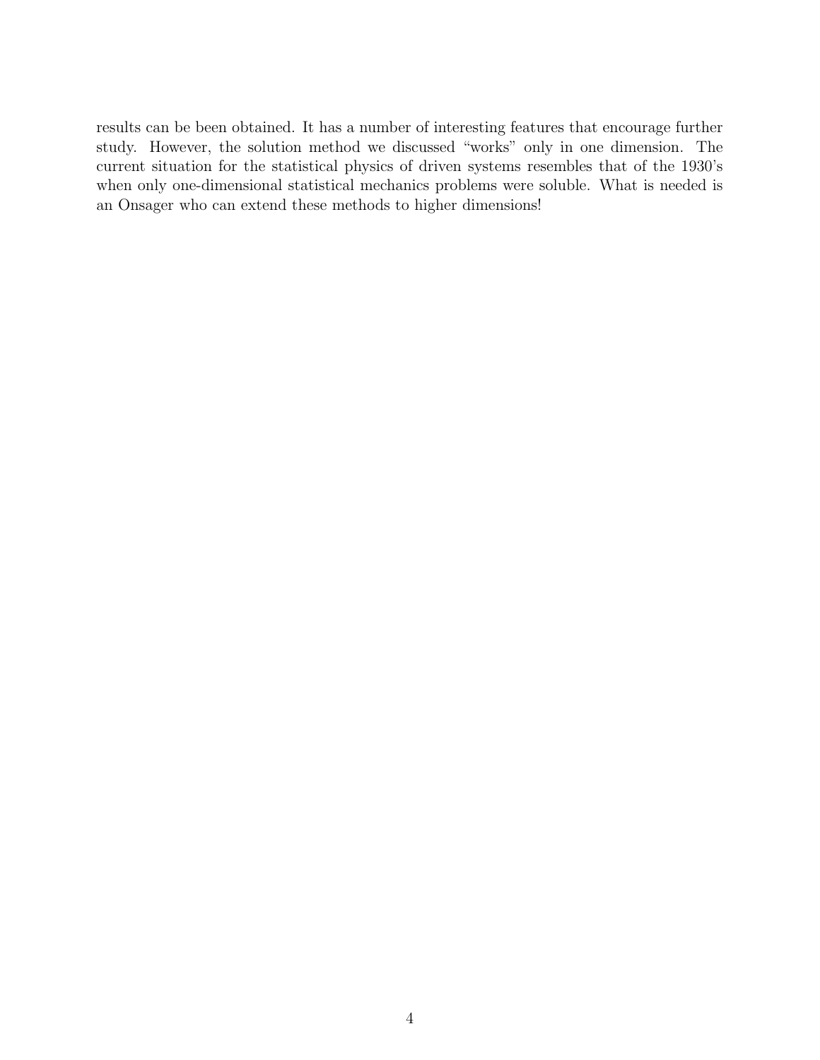results can be been obtained. It has a number of interesting features that encourage further study. However, the solution method we discussed "works" only in one dimension. The current situation for the statistical physics of driven systems resembles that of the 1930's when only one-dimensional statistical mechanics problems were soluble. What is needed is an Onsager who can extend these methods to higher dimensions!